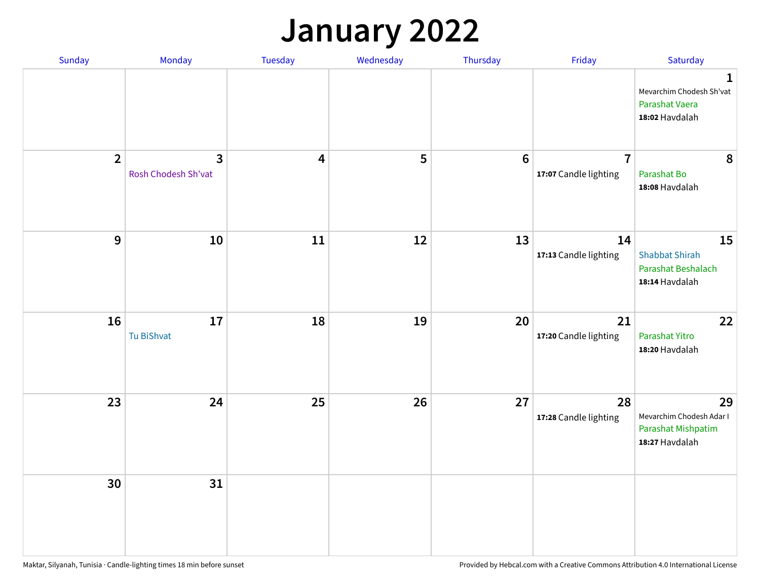# January 2022

| Sunday | Monday | Tuesday | Wednesday | Thursday | Friday | Saturday |
|---|---|---|---|---|---|---|
| | | | | | | **1** Mevarchim Chodesh Sh'vat Parashat Vaera **18:02** Havdalah |
| **2** | **3** Rosh Chodesh Sh'vat | **4** | **5** | **6** | **7** **17:07** Candle lighting | **8** Parashat Bo **18:08** Havdalah |
| **9** | **10** | **11** | **12** | **13** | **14** **17:13** Candle lighting | **15** Shabbat Shirah Parashat Beshalach **18:14** Havdalah |
| **16** | **17** Tu BiShvat | **18** | **19** | **20** | **21** **17:20** Candle lighting | **22** Parashat Yitro **18:20** Havdalah |
| **23** | **24** | **25** | **26** | **27** | **28** **17:28** Candle lighting | **29** Mevarchim Chodesh Adar I Parashat Mishpatim **18:27** Havdalah |
| **30** | **31** | | | | | |

Maktar, Silyanah, Tunisia · Candle-lighting times 18 min before sunset

Provided by Hebcal.com with a Creative Commons Attribution 4.0 International License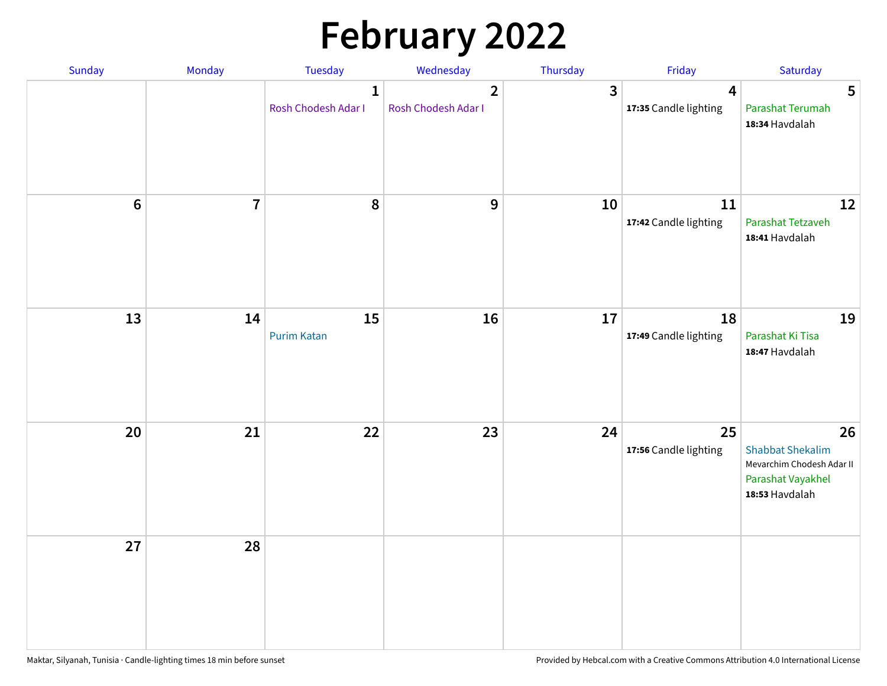# February 2022

| Sunday | Monday | Tuesday | Wednesday | Thursday | Friday | Saturday |
| --- | --- | --- | --- | --- | --- | --- |
| | | 1 Rosh Chodesh Adar I | 2 Rosh Chodesh Adar I | 3 | 4 **17:35** Candle lighting | 5 Parashat Terumah **18:34** Havdalah |
| 6 | 7 | 8 | 9 | 10 | 11 **17:42** Candle lighting | 12 Parashat Tetzaveh **18:41** Havdalah |
| 13 | 14 | 15 Purim Katan | 16 | 17 | 18 **17:49** Candle lighting | 19 Parashat Ki Tisa **18:47** Havdalah |
| 20 | 21 | 22 | 23 | 24 | 25 **17:56** Candle lighting | 26 Shabbat Shekalim Mevarchim Chodesh Adar II Parashat Vayakhel **18:53** Havdalah |
| 27 | 28 | | | | | |

Maktar, Silyanah, Tunisia · Candle-lighting times 18 min before sunset

Provided by Hebcal.com with a Creative Commons Attribution 4.0 International License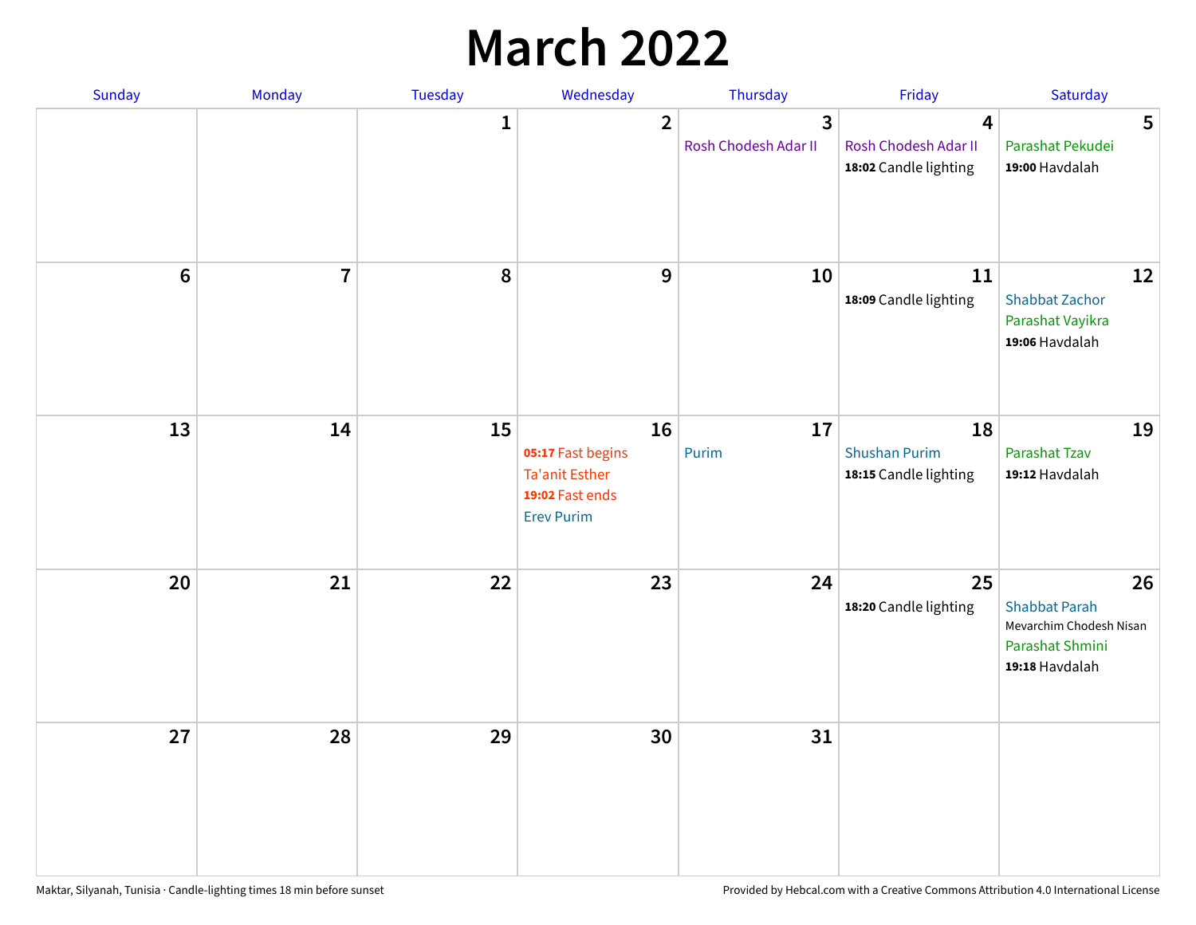# March 2022

| Sunday | Monday | Tuesday | Wednesday | Thursday | Friday | Saturday |
|---|---|---|---|---|---|---|
| | | 1 | 2 | 3 Rosh Chodesh Adar II | 4 Rosh Chodesh Adar II **18:02** Candle lighting | 5 Parashat Pekudei **19:00** Havdalah |
| 6 | 7 | 8 | 9 | 10 | 11 **18:09** Candle lighting | 12 Shabbat Zachor Parashat Vayikra **19:06** Havdalah |
| 13 | 14 | 15 | 16 **05:17** Fast begins Ta'anit Esther **19:02** Fast ends Erev Purim | 17 Purim | 18 Shushan Purim **18:15** Candle lighting | 19 Parashat Tzav **19:12** Havdalah |
| 20 | 21 | 22 | 23 | 24 | 25 **18:20** Candle lighting | 26 Shabbat Parah Mevarchim Chodesh Nisan Parashat Shmini **19:18** Havdalah |
| 27 | 28 | 29 | 30 | 31 | | |

Maktar, Silyanah, Tunisia · Candle-lighting times 18 min before sunset

Provided by Hebcal.com with a Creative Commons Attribution 4.0 International License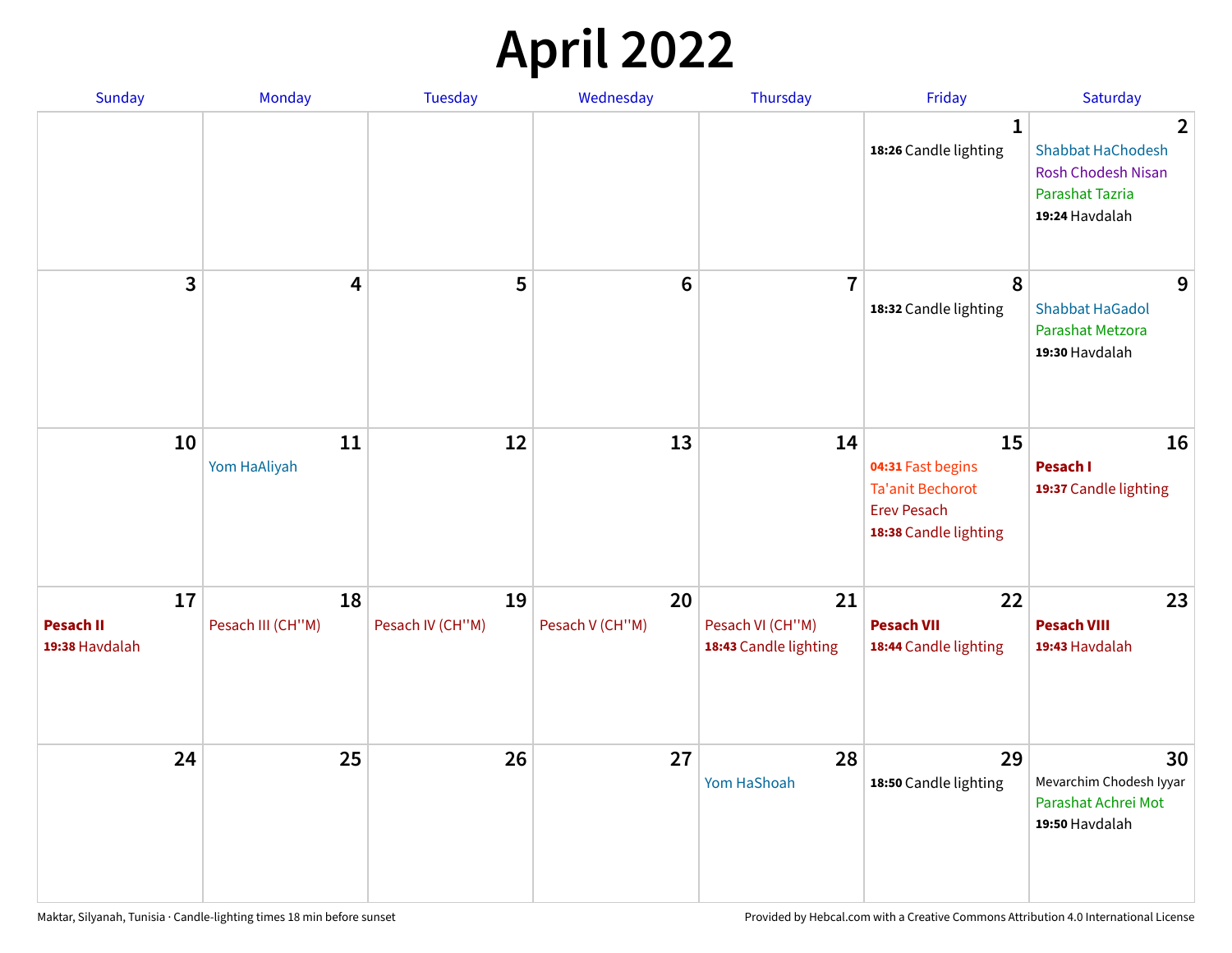# April 2022

| Sunday | Monday | Tuesday | Wednesday | Thursday | Friday | Saturday |
|---|---|---|---|---|---|---|
| | | | | | 1<br>**18:26** Candle lighting | 2<br>Shabbat HaChodesh<br>Rosh Chodesh Nisan<br>Parashat Tazria<br>**19:24** Havdalah |
| 3 | 4 | 5 | 6 | 7 | 8<br>**18:32** Candle lighting | 9<br>Shabbat HaGadol<br>Parashat Metzora<br>**19:30** Havdalah |
| 10 | 11<br>Yom HaAliyah | 12 | 13 | 14 | 15<br>**04:31** Fast begins<br>Ta'anit Bechorot<br>Erev Pesach<br>**18:38** Candle lighting | 16<br>**Pesach I**<br>**19:37** Candle lighting |
| 17<br>**Pesach II**<br>**19:38** Havdalah | 18<br>Pesach III (CH''M) | 19<br>Pesach IV (CH''M) | 20<br>Pesach V (CH''M) | 21<br>Pesach VI (CH''M)<br>**18:43** Candle lighting | 22<br>**Pesach VII**<br>**18:44** Candle lighting | 23<br>**Pesach VIII**<br>**19:43** Havdalah |
| 24 | 25 | 26 | 27 | 28<br>Yom HaShoah | 29<br>**18:50** Candle lighting | 30<br>Mevarchim Chodesh Iyyar<br>Parashat Achrei Mot<br>**19:50** Havdalah |

Maktar, Silyanah, Tunisia · Candle-lighting times 18 min before sunset

Provided by Hebcal.com with a Creative Commons Attribution 4.0 International License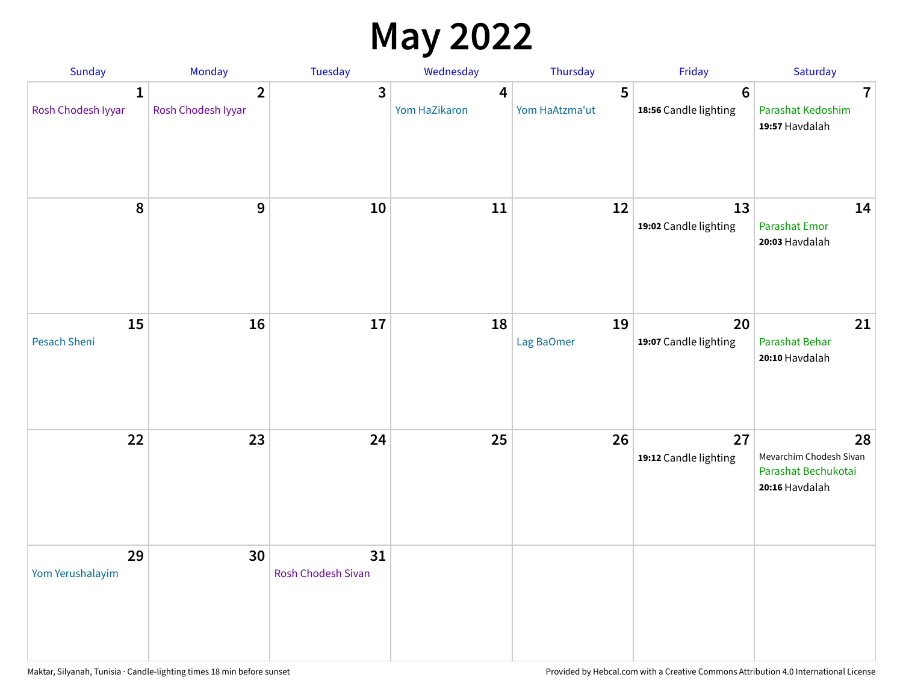# May 2022

| Sunday | Monday | Tuesday | Wednesday | Thursday | Friday | Saturday |
|---|---|---|---|---|---|---|
| 1 Rosh Chodesh Iyyar | 2 Rosh Chodesh Iyyar | 3 | 4 Yom HaZikaron | 5 Yom HaAtzma'ut | 6 **18:56** Candle lighting | 7 Parashat Kedoshim **19:57** Havdalah |
| 8 | 9 | 10 | 11 | 12 | 13 **19:02** Candle lighting | 14 Parashat Emor **20:03** Havdalah |
| 15 Pesach Sheni | 16 | 17 | 18 | 19 Lag BaOmer | 20 **19:07** Candle lighting | 21 Parashat Behar **20:10** Havdalah |
| 22 | 23 | 24 | 25 | 26 | 27 **19:12** Candle lighting | 28 Mevarchim Chodesh Sivan Parashat Bechukotai **20:16** Havdalah |
| 29 Yom Yerushalayim | 30 | 31 Rosh Chodesh Sivan | | | | |

Maktar, Silyanah, Tunisia · Candle-lighting times 18 min before sunset

Provided by Hebcal.com with a Creative Commons Attribution 4.0 International License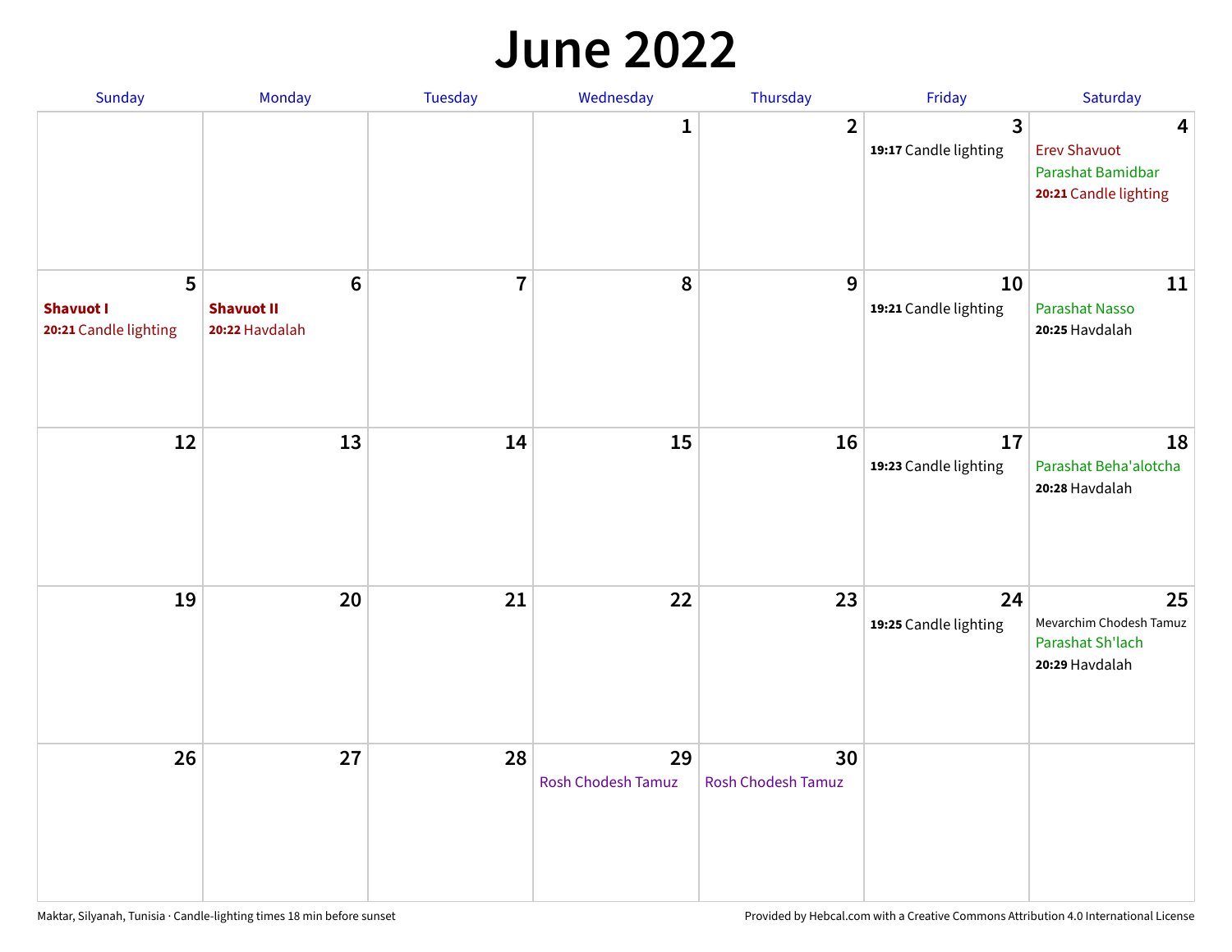# June 2022

| Sunday | Monday | Tuesday | Wednesday | Thursday | Friday | Saturday |
|---|---|---|---|---|---|---|
| | | | 1 | 2 | 3<br>**19:17** Candle lighting | 4<br>Erev Shavuot<br>Parashat Bamidbar<br>**20:21** Candle lighting |
| 5<br>**Shavuot I**<br>**20:21** Candle lighting | 6<br>**Shavuot II**<br>**20:22** Havdalah | 7 | 8 | 9 | 10<br>**19:21** Candle lighting | 11<br>Parashat Nasso<br>**20:25** Havdalah |
| 12 | 13 | 14 | 15 | 16 | 17<br>**19:23** Candle lighting | 18<br>Parashat Beha'alotcha<br>**20:28** Havdalah |
| 19 | 20 | 21 | 22 | 23 | 24<br>**19:25** Candle lighting | 25<br>Mevarchim Chodesh Tamuz<br>Parashat Sh'lach<br>**20:29** Havdalah |
| 26 | 27 | 28 | 29<br>Rosh Chodesh Tamuz | 30<br>Rosh Chodesh Tamuz | | |

Maktar, Silyanah, Tunisia · Candle-lighting times 18 min before sunset

Provided by Hebcal.com with a Creative Commons Attribution 4.0 International License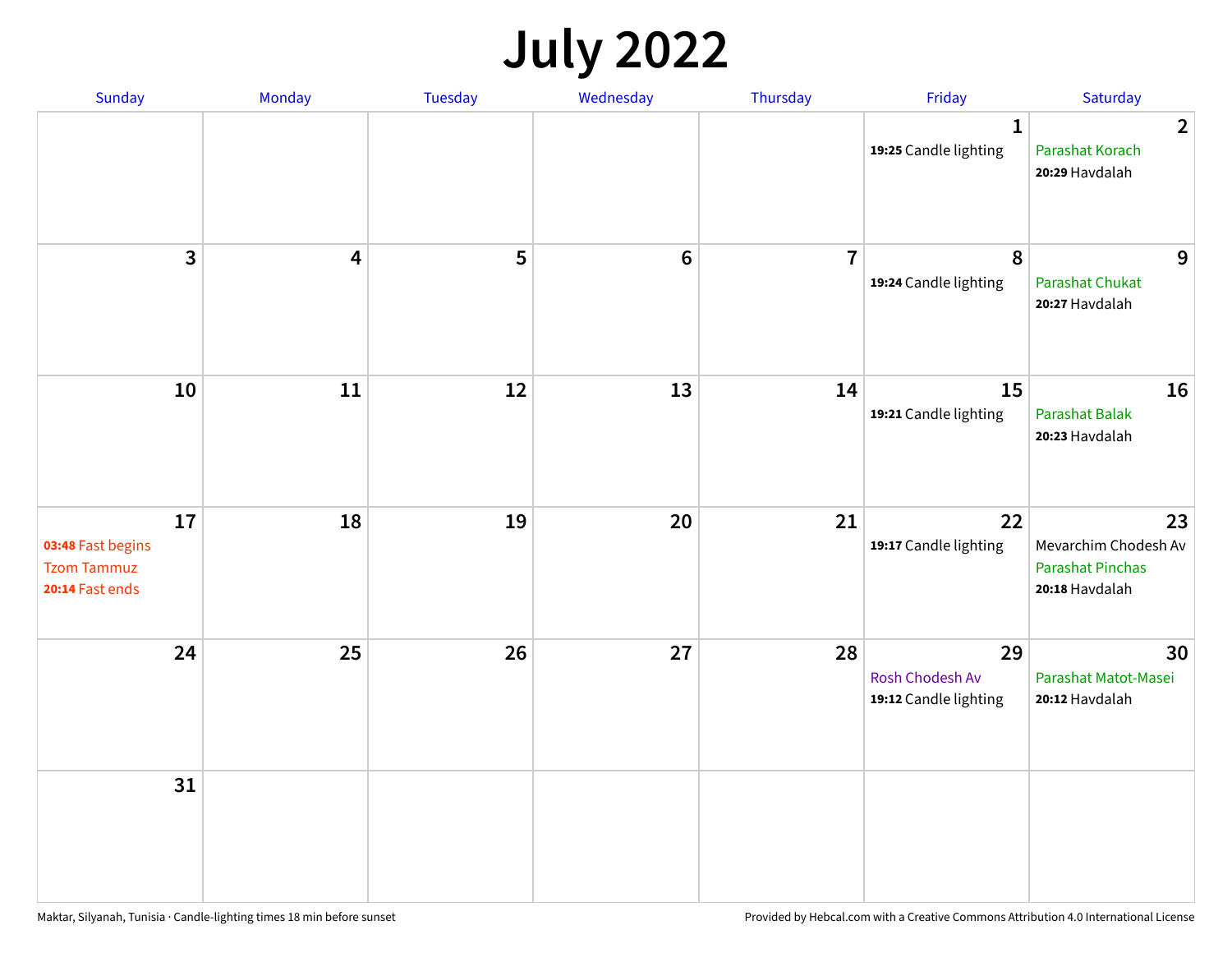# July 2022

| Sunday | Monday | Tuesday | Wednesday | Thursday | Friday | Saturday |
|---|---|---|---|---|---|---|
| | | | | | 1<br>**19:25** Candle lighting | 2<br>Parashat Korach<br>**20:29** Havdalah |
| 3 | 4 | 5 | 6 | 7 | 8<br>**19:24** Candle lighting | 9<br>Parashat Chukat<br>**20:27** Havdalah |
| 10 | 11 | 12 | 13 | 14 | 15<br>**19:21** Candle lighting | 16<br>Parashat Balak<br>**20:23** Havdalah |
| 17<br>**03:48** Fast begins<br>Tzom Tammuz<br>**20:14** Fast ends | 18 | 19 | 20 | 21 | 22<br>**19:17** Candle lighting | 23<br>Mevarchim Chodesh Av<br>Parashat Pinchas<br>**20:18** Havdalah |
| 24 | 25 | 26 | 27 | 28 | 29<br>Rosh Chodesh Av<br>**19:12** Candle lighting | 30<br>Parashat Matot-Masei<br>**20:12** Havdalah |
| 31 | | | | | | |

Maktar, Silyanah, Tunisia · Candle-lighting times 18 min before sunset

Provided by Hebcal.com with a Creative Commons Attribution 4.0 International License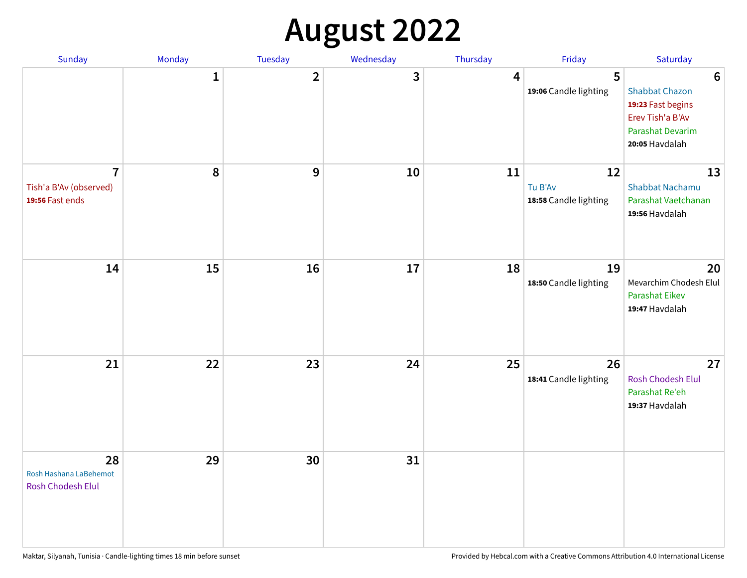# August 2022

| Sunday | Monday | Tuesday | Wednesday | Thursday | Friday | Saturday |
|---|---|---|---|---|---|---|
| | 1 | 2 | 3 | 4 | 5<br>**19:06** Candle lighting | 6<br>Shabbat Chazon<br>**19:23** Fast begins<br>Erev Tish'a B'Av<br>Parashat Devarim<br>**20:05** Havdalah |
| 7<br>Tish'a B'Av (observed)<br>**19:56** Fast ends | 8 | 9 | 10 | 11 | 12<br>Tu B'Av<br>**18:58** Candle lighting | 13<br>Shabbat Nachamu<br>Parashat Vaetchanan<br>**19:56** Havdalah |
| 14 | 15 | 16 | 17 | 18 | 19<br>**18:50** Candle lighting | 20<br>Mevarchim Chodesh Elul<br>Parashat Eikev<br>**19:47** Havdalah |
| 21 | 22 | 23 | 24 | 25 | 26<br>**18:41** Candle lighting | 27<br>Rosh Chodesh Elul<br>Parashat Re'eh<br>**19:37** Havdalah |
| 28<br>Rosh Hashana LaBehemot<br>Rosh Chodesh Elul | 29 | 30 | 31 | | | |

Maktar, Silyanah, Tunisia · Candle-lighting times 18 min before sunset

Provided by Hebcal.com with a Creative Commons Attribution 4.0 International License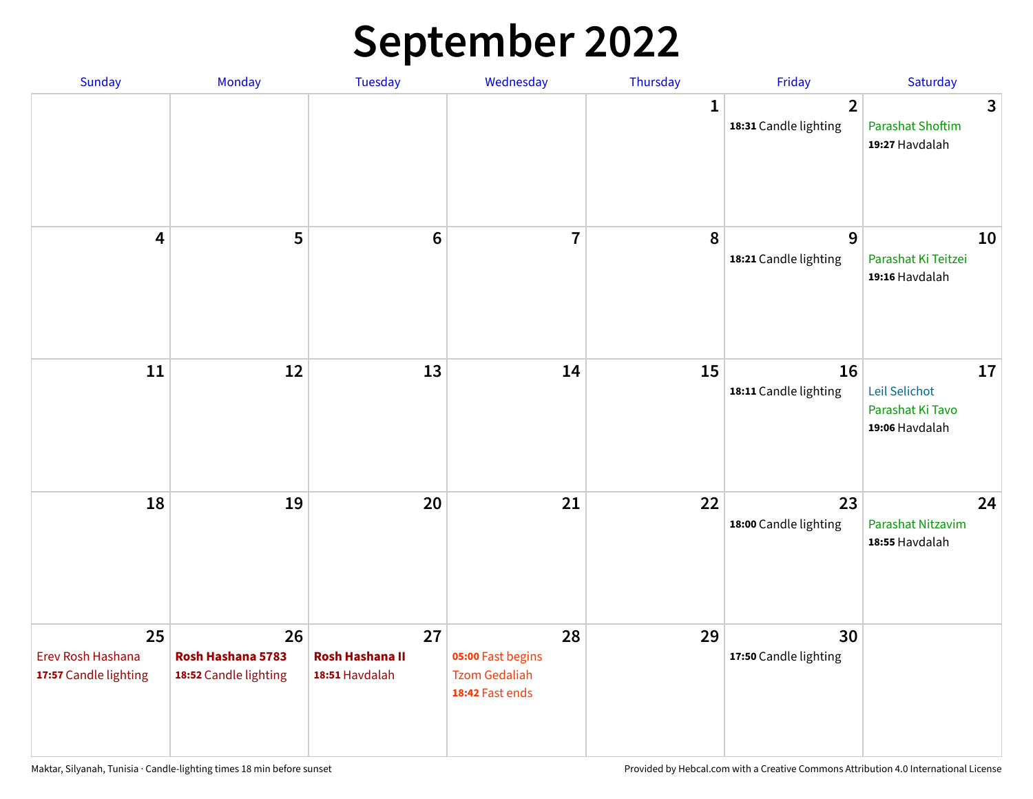# September 2022

| Sunday | Monday | Tuesday | Wednesday | Thursday | Friday | Saturday |
|---|---|---|---|---|---|---|
| | | | | 1 | 2<br>**18:31** Candle lighting | 3<br>Parashat Shoftim<br>**19:27** Havdalah |
| 4 | 5 | 6 | 7 | 8 | 9<br>**18:21** Candle lighting | 10<br>Parashat Ki Teitzei<br>**19:16** Havdalah |
| 11 | 12 | 13 | 14 | 15 | 16<br>**18:11** Candle lighting | 17<br>Leil Selichot<br>Parashat Ki Tavo<br>**19:06** Havdalah |
| 18 | 19 | 20 | 21 | 22 | 23<br>**18:00** Candle lighting | 24<br>Parashat Nitzavim<br>**18:55** Havdalah |
| 25<br>Erev Rosh Hashana<br>**17:57** Candle lighting | 26<br>**Rosh Hashana 5783**<br>**18:52** Candle lighting | 27<br>**Rosh Hashana II**<br>**18:51** Havdalah | 28<br>**05:00** Fast begins<br>Tzom Gedaliah<br>**18:42** Fast ends | 29 | 30<br>**17:50** Candle lighting | |

Maktar, Silyanah, Tunisia · Candle-lighting times 18 min before sunset

Provided by Hebcal.com with a Creative Commons Attribution 4.0 International License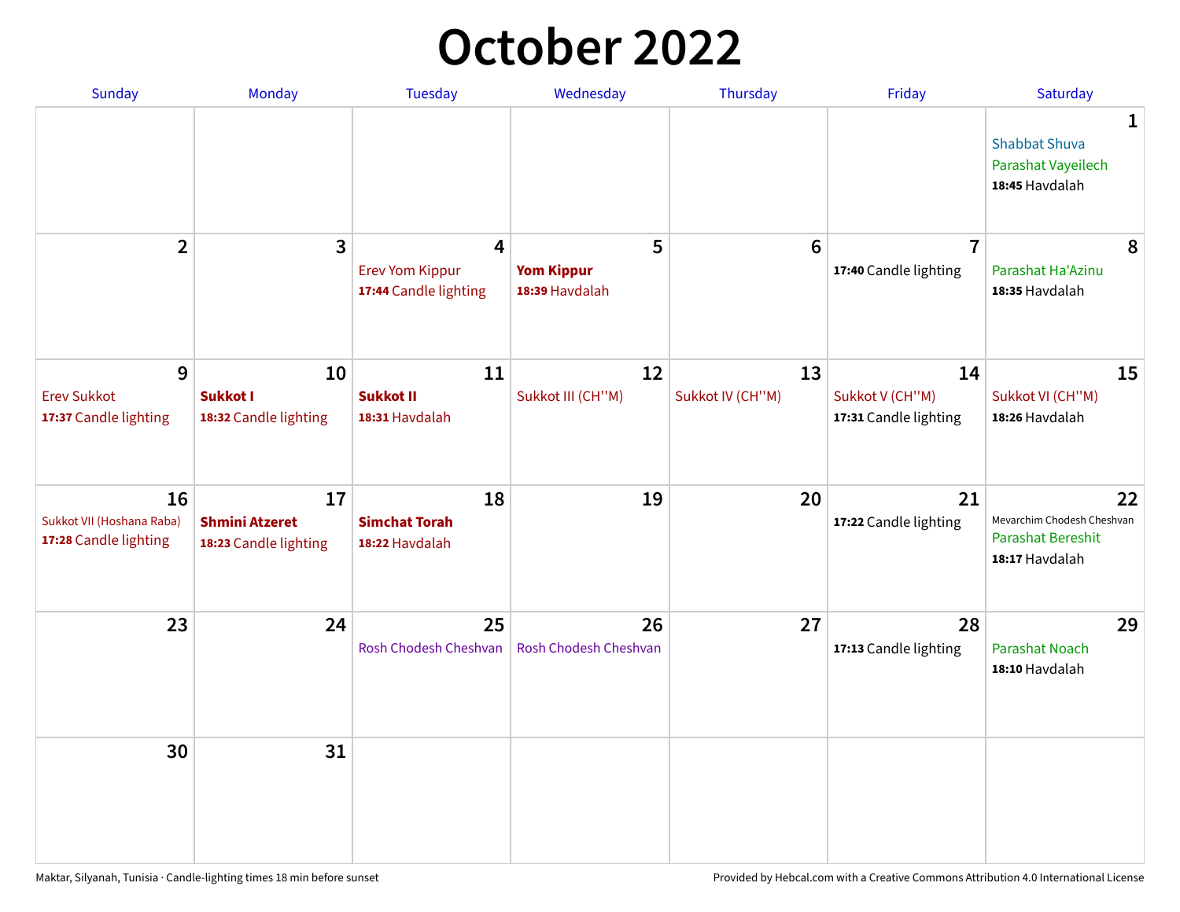# October 2022

| Sunday | Monday | Tuesday | Wednesday | Thursday | Friday | Saturday |
|---|---|---|---|---|---|---|
| | | | | | | **1** Shabbat Shuva Parashat Vayeilech **18:45** Havdalah |
| **2** | **3** | **4** Erev Yom Kippur **17:44** Candle lighting | **5** **Yom Kippur** **18:39** Havdalah | **6** | **7** **17:40** Candle lighting | **8** Parashat Ha'Azinu **18:35** Havdalah |
| **9** Erev Sukkot **17:37** Candle lighting | **10** **Sukkot I** **18:32** Candle lighting | **11** **Sukkot II** **18:31** Havdalah | **12** Sukkot III (CH''M) | **13** Sukkot IV (CH''M) | **14** Sukkot V (CH''M) **17:31** Candle lighting | **15** Sukkot VI (CH''M) **18:26** Havdalah |
| **16** Sukkot VII (Hoshana Raba) **17:28** Candle lighting | **17** **Shmini Atzeret** **18:23** Candle lighting | **18** **Simchat Torah** **18:22** Havdalah | **19** | **20** | **21** **17:22** Candle lighting | **22** Mevarchim Chodesh Cheshvan Parashat Bereshit **18:17** Havdalah |
| **23** | **24** | **25** Rosh Chodesh Cheshvan | **26** Rosh Chodesh Cheshvan | **27** | **28** **17:13** Candle lighting | **29** Parashat Noach **18:10** Havdalah |
| **30** | **31** | | | | | |

Maktar, Silyanah, Tunisia · Candle-lighting times 18 min before sunset

Provided by Hebcal.com with a Creative Commons Attribution 4.0 International License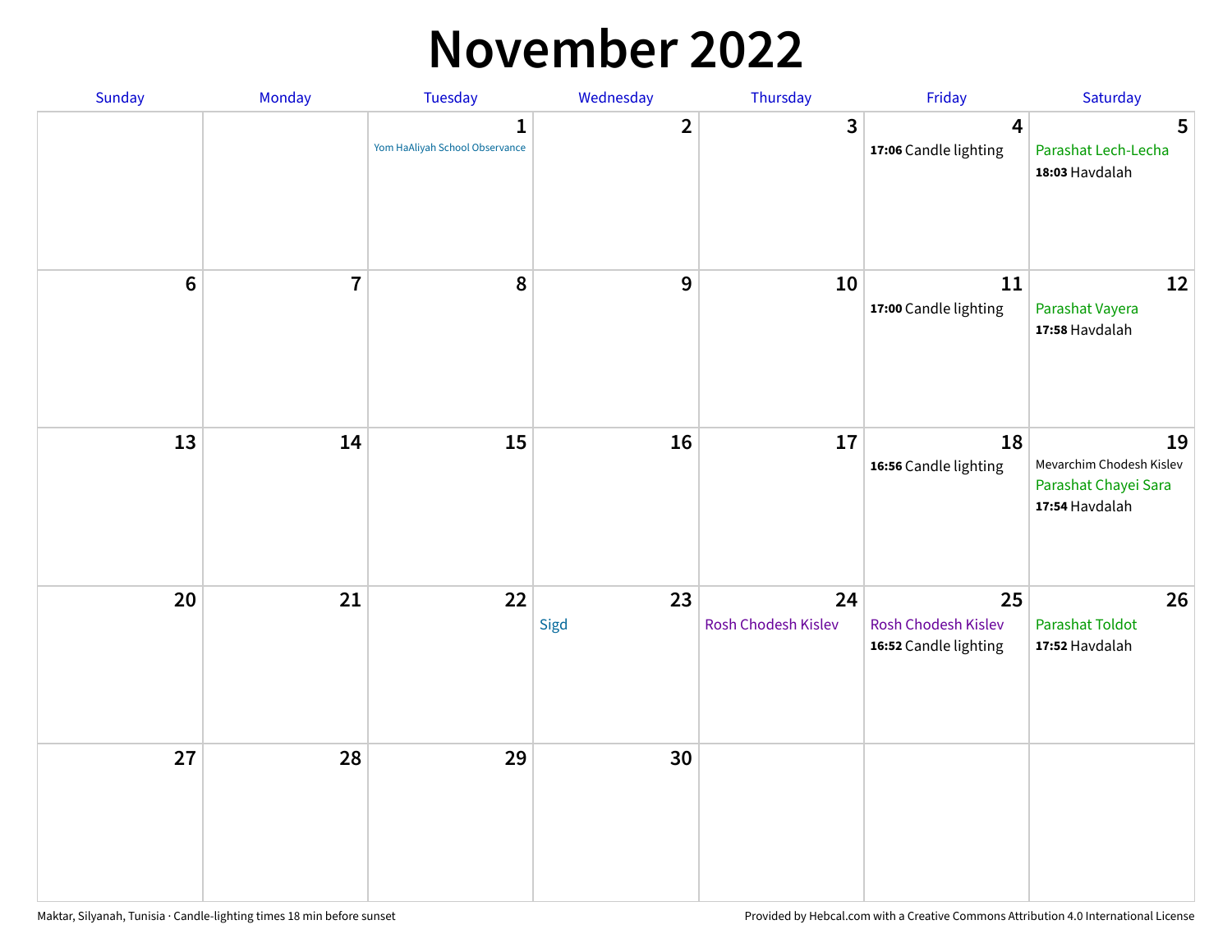# November 2022

| Sunday | Monday | Tuesday | Wednesday | Thursday | Friday | Saturday |
| --- | --- | --- | --- | --- | --- | --- |
| | | 1 Yom HaAliyah School Observance | 2 | 3 | 4 **17:06** Candle lighting | 5 Parashat Lech-Lecha **18:03** Havdalah |
| 6 | 7 | 8 | 9 | 10 | 11 **17:00** Candle lighting | 12 Parashat Vayera **17:58** Havdalah |
| 13 | 14 | 15 | 16 | 17 | 18 **16:56** Candle lighting | 19 Mevarchim Chodesh Kislev Parashat Chayei Sara **17:54** Havdalah |
| 20 | 21 | 22 | 23 Sigd | 24 Rosh Chodesh Kislev | 25 Rosh Chodesh Kislev **16:52** Candle lighting | 26 Parashat Toldot **17:52** Havdalah |
| 27 | 28 | 29 | 30 | | | |

Maktar, Silyanah, Tunisia · Candle-lighting times 18 min before sunset

Provided by Hebcal.com with a Creative Commons Attribution 4.0 International License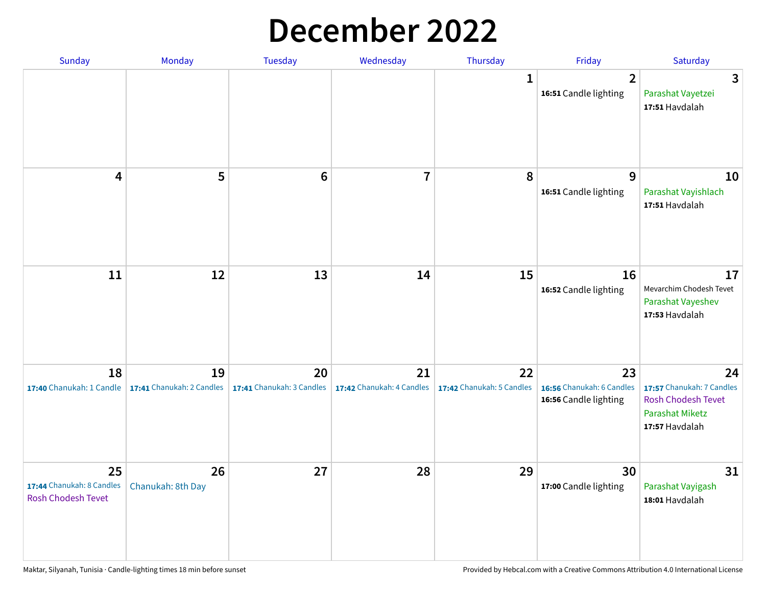# December 2022

| Sunday | Monday | Tuesday | Wednesday | Thursday | Friday | Saturday |
|---|---|---|---|---|---|---|
| | | | | 1 | 2<br>**16:51** Candle lighting | 3<br>Parashat Vayetzei<br>**17:51** Havdalah |
| 4 | 5 | 6 | 7 | 8 | 9<br>**16:51** Candle lighting | 10<br>Parashat Vayishlach<br>**17:51** Havdalah |
| 11 | 12 | 13 | 14 | 15 | 16<br>**16:52** Candle lighting | 17<br>Mevarchim Chodesh Tevet<br>Parashat Vayeshev<br>**17:53** Havdalah |
| 18<br>**17:40** Chanukah: 1 Candle | 19<br>**17:41** Chanukah: 2 Candles | 20<br>**17:41** Chanukah: 3 Candles | 21<br>**17:42** Chanukah: 4 Candles | 22<br>**17:42** Chanukah: 5 Candles | 23<br>**16:56** Chanukah: 6 Candles<br>**16:56** Candle lighting | 24<br>**17:57** Chanukah: 7 Candles<br>Rosh Chodesh Tevet<br>Parashat Miketz<br>**17:57** Havdalah |
| 25<br>**17:44** Chanukah: 8 Candles<br>Rosh Chodesh Tevet | 26<br>Chanukah: 8th Day | 27 | 28 | 29 | 30<br>**17:00** Candle lighting | 31<br>Parashat Vayigash<br>**18:01** Havdalah |

Maktar, Silyanah, Tunisia · Candle-lighting times 18 min before sunset

Provided by Hebcal.com with a Creative Commons Attribution 4.0 International License